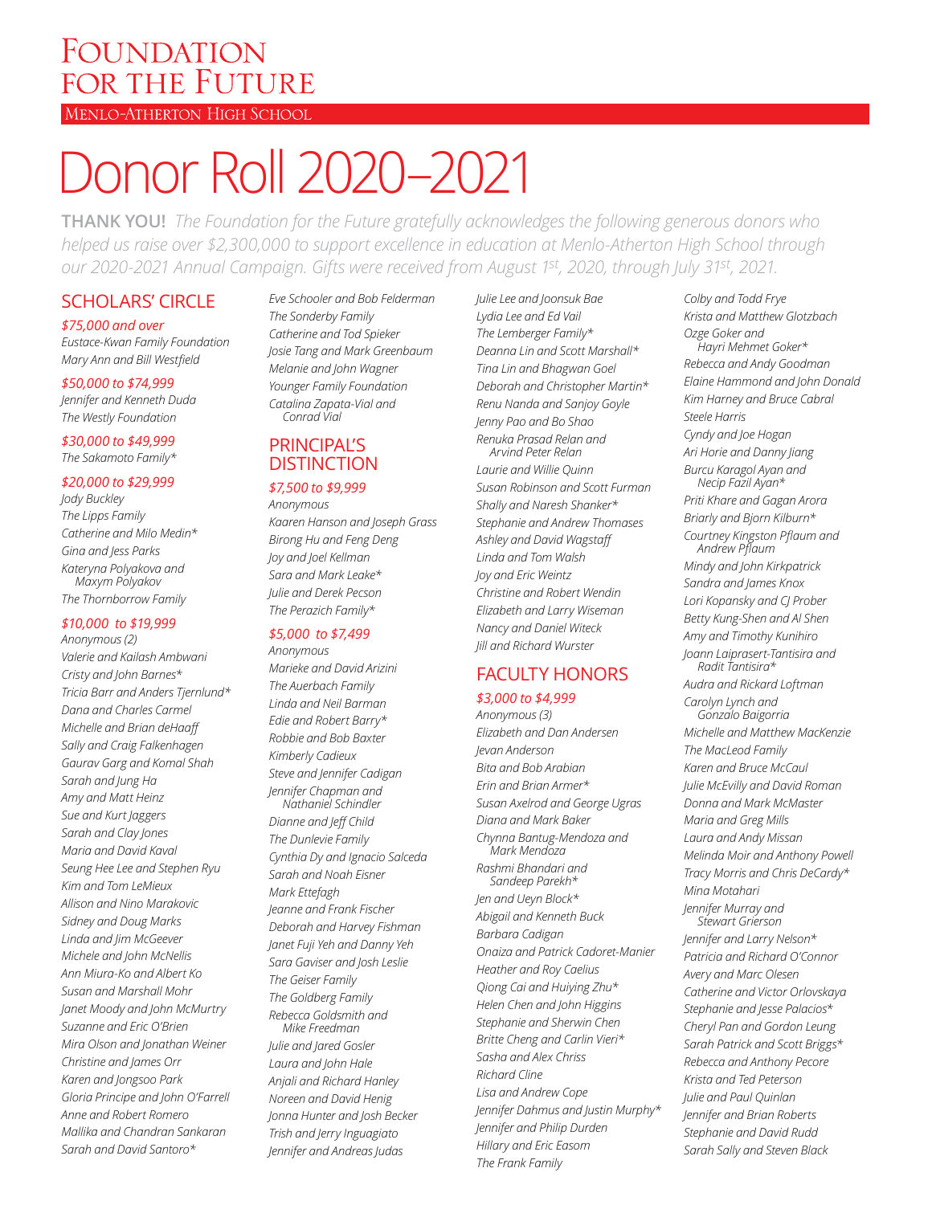# Foundation for the Future

Menlo-Atherton High School

# Donor Roll 2020–2021

**THANK YOU!** *The Foundation for the Future gratefully acknowledges the following generous donors who helped us raise over $2,300,000 to support excellence in education at Menlo-Atherton High School through our 2020-2021 Annual Campaign. Gifts were received from August 1st, 2020, through July 31st, 2021.*

## SCHOLARS' CIRCLE

### $75,000 and over

*Eustace-Kwan Family Foundation*
*Mary Ann and Bill Westfield*

### $50,000 to $74,999

*Jennifer and Kenneth Duda*
*The Westly Foundation*

### $30,000 to $49,999

*The Sakamoto Family**

### $20,000 to $29,999

*Jody Buckley*
*The Lipps Family*
*Catherine and Milo Medin**
*Gina and Jess Parks*
*Kateryna Polyakova and Maxym Polyakov*
*The Thornborrow Family*

### $10,000 to $19,999

*Anonymous (2)*
*Valerie and Kailash Ambwani*
*Cristy and John Barnes**
*Tricia Barr and Anders Tjernlund**
*Dana and Charles Carmel*
*Michelle and Brian deHaaff*
*Sally and Craig Falkenhagen*
*Gaurav Garg and Komal Shah*
*Sarah and Jung Ha*
*Amy and Matt Heinz*
*Sue and Kurt Jaggers*
*Sarah and Clay Jones*
*Maria and David Kaval*
*Seung Hee Lee and Stephen Ryu*
*Kim and Tom LeMieux*
*Allison and Nino Marakovic*
*Sidney and Doug Marks*
*Linda and Jim McGeever*
*Michele and John McNellis*
*Ann Miura-Ko and Albert Ko*
*Susan and Marshall Mohr*
*Janet Moody and John McMurtry*
*Suzanne and Eric O'Brien*
*Mira Olson and Jonathan Weiner*
*Christine and James Orr*
*Karen and Jongsoo Park*
*Gloria Principe and John O'Farrell*
*Anne and Robert Romero*
*Mallika and Chandran Sankaran*
*Sarah and David Santoro**
*Eve Schooler and Bob Felderman*
*The Sonderby Family*
*Catherine and Tod Spieker*
*Josie Tang and Mark Greenbaum*
*Melanie and John Wagner*
*Younger Family Foundation*
*Catalina Zapata-Vial and Conrad Vial*

## PRINCIPAL'S DISTINCTION

### $7,500 to $9,999

*Anonymous*
*Kaaren Hanson and Joseph Grass*
*Birong Hu and Feng Deng*
*Joy and Joel Kellman*
*Sara and Mark Leake**
*Julie and Derek Pecson*
*The Perazich Family**

### $5,000 to $7,499

*Anonymous*
*Marieke and David Arizini*
*The Auerbach Family*
*Linda and Neil Barman*
*Edie and Robert Barry**
*Robbie and Bob Baxter*
*Kimberly Cadieux*
*Steve and Jennifer Cadigan*
*Jennifer Chapman and Nathaniel Schindler*
*Dianne and Jeff Child*
*The Dunlevie Family*
*Cynthia Dy and Ignacio Salceda*
*Sarah and Noah Eisner*
*Mark Ettefagh*
*Jeanne and Frank Fischer*
*Deborah and Harvey Fishman*
*Janet Fuji Yeh and Danny Yeh*
*Sara Gaviser and Josh Leslie*
*The Geiser Family*
*The Goldberg Family*
*Rebecca Goldsmith and Mike Freedman*
*Julie and Jared Gosler*
*Laura and John Hale*
*Anjali and Richard Hanley*
*Noreen and David Henig*
*Jonna Hunter and Josh Becker*
*Trish and Jerry Inguagiato*
*Jennifer and Andreas Judas*
*Julie Lee and Joonsuk Bae*
*Lydia Lee and Ed Vail*
*The Lemberger Family**
*Deanna Lin and Scott Marshall**
*Tina Lin and Bhagwan Goel*
*Deborah and Christopher Martin**
*Renu Nanda and Sanjoy Goyle*
*Jenny Pao and Bo Shao*
*Renuka Prasad Relan and Arvind Peter Relan*
*Laurie and Willie Quinn*
*Susan Robinson and Scott Furman*
*Shally and Naresh Shanker**
*Stephanie and Andrew Thomases*
*Ashley and David Wagstaff*
*Linda and Tom Walsh*
*Joy and Eric Weintz*
*Christine and Robert Wendin*
*Elizabeth and Larry Wiseman*
*Nancy and Daniel Witeck*
*Jill and Richard Wurster*

## FACULTY HONORS

### $3,000 to $4,999

*Anonymous (3)*
*Elizabeth and Dan Andersen*
*Jevan Anderson*
*Bita and Bob Arabian*
*Erin and Brian Armer**
*Susan Axelrod and George Ugras*
*Diana and Mark Baker*
*Chynna Bantug-Mendoza and Mark Mendoza*
*Rashmi Bhandari and Sandeep Parekh**
*Jen and Ueyn Block**
*Abigail and Kenneth Buck*
*Barbara Cadigan*
*Onaiza and Patrick Cadoret-Manier*
*Heather and Roy Caelius*
*Qiong Cai and Huiying Zhu**
*Helen Chen and John Higgins*
*Stephanie and Sherwin Chen*
*Britte Cheng and Carlin Vieri**
*Sasha and Alex Chriss*
*Richard Cline*
*Lisa and Andrew Cope*
*Jennifer Dahmus and Justin Murphy**
*Jennifer and Philip Durden*
*Hillary and Eric Easom*
*The Frank Family*
*Colby and Todd Frye*
*Krista and Matthew Glotzbach*
*Ozge Goker and Hayri Mehmet Goker**
*Rebecca and Andy Goodman*
*Elaine Hammond and John Donald*
*Kim Harney and Bruce Cabral*
*Steele Harris*
*Cyndy and Joe Hogan*
*Ari Horie and Danny Jiang*
*Burcu Karagol Ayan and Necip Fazil Ayan**
*Priti Khare and Gagan Arora*
*Briarly and Bjorn Kilburn**
*Courtney Kingston Pflaum and Andrew Pflaum*
*Mindy and John Kirkpatrick*
*Sandra and James Knox*
*Lori Kopansky and CJ Prober*
*Betty Kung-Shen and Al Shen*
*Amy and Timothy Kunihiro*
*Joann Laiprasert-Tantisira and Radit Tantisira**
*Audra and Rickard Loftman*
*Carolyn Lynch and Gonzalo Baigorria*
*Michelle and Matthew MacKenzie*
*The MacLeod Family*
*Karen and Bruce McCaul*
*Julie McEvilly and David Roman*
*Donna and Mark McMaster*
*Maria and Greg Mills*
*Laura and Andy Missan*
*Melinda Moir and Anthony Powell*
*Tracy Morris and Chris DeCardy**
*Mina Motahari*
*Jennifer Murray and Stewart Grierson*
*Jennifer and Larry Nelson**
*Patricia and Richard O'Connor*
*Avery and Marc Olesen*
*Catherine and Victor Orlovskaya*
*Stephanie and Jesse Palacios**
*Cheryl Pan and Gordon Leung*
*Sarah Patrick and Scott Briggs**
*Rebecca and Anthony Pecore*
*Krista and Ted Peterson*
*Julie and Paul Quinlan*
*Jennifer and Brian Roberts*
*Stephanie and David Rudd*
*Sarah Sally and Steven Black*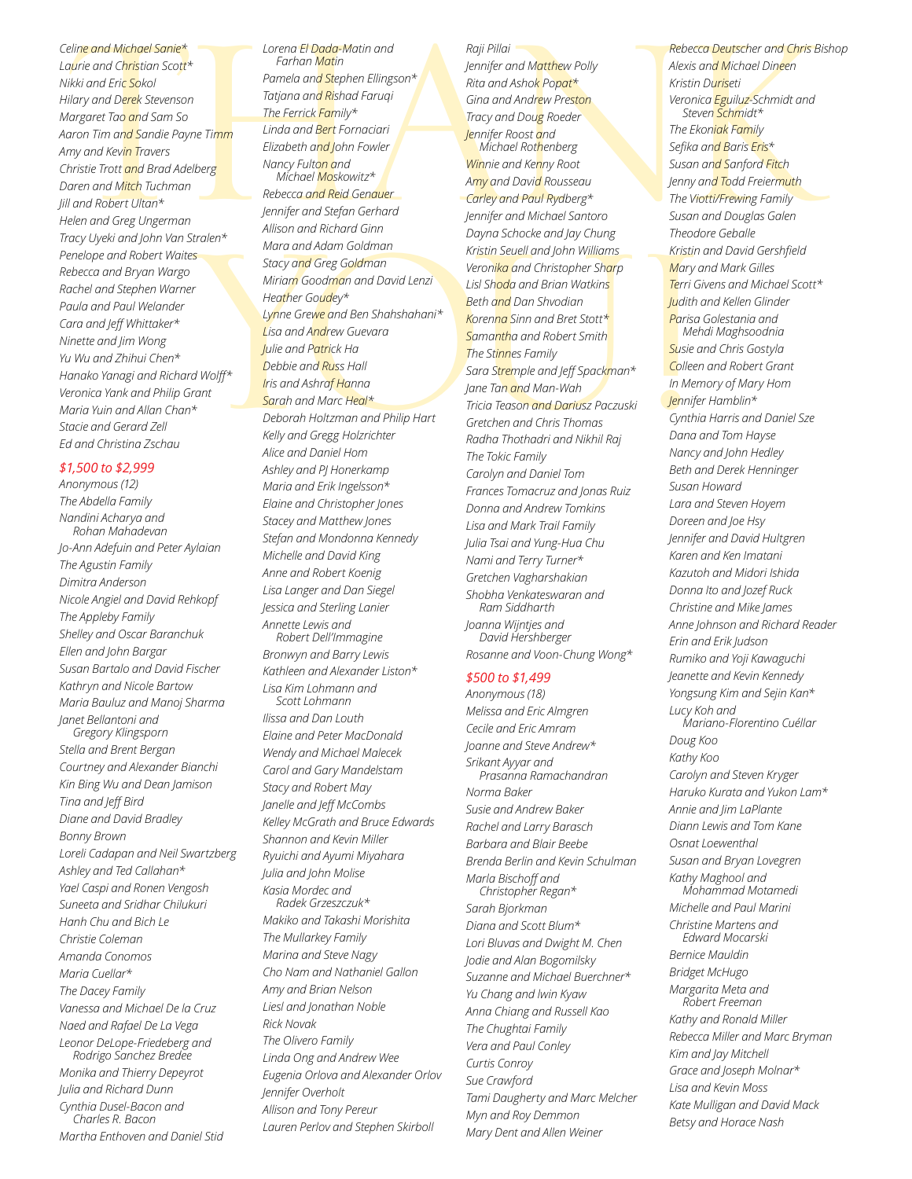Celine and Michael Sanie*
Laurie and Christian Scott*
Nikki and Eric Sokol
Hilary and Derek Stevenson
Margaret Tao and Sam So
Aaron Tim and Sandie Payne Timm
Amy and Kevin Travers
Christie Trott and Brad Adelberg
Daren and Mitch Tuchman
Jill and Robert Ultan*
Helen and Greg Ungerman
Tracy Uyeki and John Van Stralen*
Penelope and Robert Waites
Rebecca and Bryan Wargo
Rachel and Stephen Warner
Paula and Paul Welander
Cara and Jeff Whittaker*
Ninette and Jim Wong
Yu Wu and Zhihui Chen*
Hanako Yanagi and Richard Wolff*
Veronica Yank and Philip Grant
Maria Yuin and Allan Chan*
Stacie and Gerard Zell
Ed and Christina Zschau

## $1,500 to $2,999

Anonymous (12)
The Abdella Family
Nandini Acharya and Rohan Mahadevan
Jo-Ann Adefuin and Peter Aylaian
The Agustin Family
Dimitra Anderson
Nicole Angiel and David Rehkopf
The Appleby Family
Shelley and Oscar Baranchuk
Ellen and John Bargar
Susan Bartalo and David Fischer
Kathryn and Nicole Bartow
Maria Bauluz and Manoj Sharma
Janet Bellantoni and Gregory Klingsporn
Stella and Brent Bergan
Courtney and Alexander Bianchi
Kin Bing Wu and Dean Jamison
Tina and Jeff Bird
Diane and David Bradley
Bonny Brown
Loreli Cadapan and Neil Swartzberg
Ashley and Ted Callahan*
Yael Caspi and Ronen Vengosh
Suneeta and Sridhar Chilukuri
Hanh Chu and Bich Le
Christie Coleman
Amanda Conomos
Maria Cuellar*
The Dacey Family
Vanessa and Michael De la Cruz
Naed and Rafael De La Vega
Leonor DeLope-Friedeberg and Rodrigo Sanchez Bredee
Monika and Thierry Depeyrot
Julia and Richard Dunn
Cynthia Dusel-Bacon and Charles R. Bacon
Martha Enthoven and Daniel Stid
Lorena El Dada-Matin and Farhan Matin
Pamela and Stephen Ellingson*
Tatjana and Rishad Faruqi
The Ferrick Family*
Linda and Bert Fornaciari
Elizabeth and John Fowler
Nancy Fulton and Michael Moskowitz*
Rebecca and Reid Genauer
Jennifer and Stefan Gerhard
Allison and Richard Ginn
Mara and Adam Goldman
Stacy and Greg Goldman
Miriam Goodman and David Lenzi
Heather Goudey*
Lynne Grewe and Ben Shahshahani*
Lisa and Andrew Guevara
Julie and Patrick Ha
Debbie and Russ Hall
Iris and Ashraf Hanna
Sarah and Marc Heal*
Deborah Holtzman and Philip Hart
Kelly and Gregg Holzrichter
Alice and Daniel Hom
Ashley and PJ Honerkamp
Maria and Erik Ingelsson*
Elaine and Christopher Jones
Stacey and Matthew Jones
Stefan and Mondonna Kennedy
Michelle and David King
Anne and Robert Koenig
Lisa Langer and Dan Siegel
Jessica and Sterling Lanier
Annette Lewis and Robert Dell'Immagine
Bronwyn and Barry Lewis
Kathleen and Alexander Liston*
Lisa Kim Lohmann and Scott Lohmann
Ilissa and Dan Louth
Elaine and Peter MacDonald
Wendy and Michael Malecek
Carol and Gary Mandelstam
Stacy and Robert May
Janelle and Jeff McCombs
Kelley McGrath and Bruce Edwards
Shannon and Kevin Miller
Ryuichi and Ayumi Miyahara
Julia and John Molise
Kasia Mordec and Radek Grzeszczuk*
Makiko and Takashi Morishita
The Mullarkey Family
Marina and Steve Nagy
Cho Nam and Nathaniel Gallon
Amy and Brian Nelson
Liesl and Jonathan Noble
Rick Novak
The Olivero Family
Linda Ong and Andrew Wee
Eugenia Orlova and Alexander Orlov
Jennifer Overholt
Allison and Tony Pereur
Lauren Perlov and Stephen Skirboll
Raji Pillai
Jennifer and Matthew Polly
Rita and Ashok Popat*
Gina and Andrew Preston
Tracy and Doug Roeder
Jennifer Roost and Michael Rothenberg
Winnie and Kenny Root
Amy and David Rousseau
Carley and Paul Rydberg*
Jennifer and Michael Santoro
Dayna Schocke and Jay Chung
Kristin Seuell and John Williams
Veronika and Christopher Sharp
Lisl Shoda and Brian Watkins
Beth and Dan Shvodian
Korenna Sinn and Bret Stott*
Samantha and Robert Smith
The Stinnes Family
Sara Stremple and Jeff Spackman*
Jane Tan and Man-Wah
Tricia Teason and Dariusz Paczuski
Gretchen and Chris Thomas
Radha Thothadri and Nikhil Raj
The Tokic Family
Carolyn and Daniel Tom
Frances Tomacruz and Jonas Ruiz
Donna and Andrew Tomkins
Lisa and Mark Trail Family
Julia Tsai and Yung-Hua Chu
Nami and Terry Turner*
Gretchen Vagharshakian
Shobha Venkateswaran and Ram Siddharth
Joanna Wijntjes and David Hershberger
Rosanne and Voon-Chung Wong*

## $500 to $1,499

Anonymous (18)
Melissa and Eric Almgren
Cecile and Eric Amram
Joanne and Steve Andrew*
Srikant Ayyar and Prasanna Ramachandran
Norma Baker
Susie and Andrew Baker
Rachel and Larry Barasch
Barbara and Blair Beebe
Brenda Berlin and Kevin Schulman
Marla Bischoff and Christopher Regan*
Sarah Bjorkman
Diana and Scott Blum*
Lori Bluvas and Dwight M. Chen
Jodie and Alan Bogomilsky
Suzanne and Michael Buerchner*
Yu Chang and Iwin Kyaw
Anna Chiang and Russell Kao
The Chughtai Family
Vera and Paul Conley
Curtis Conroy
Sue Crawford
Tami Daugherty and Marc Melcher
Myn and Roy Demmon
Mary Dent and Allen Weiner
Rebecca Deutscher and Chris Bishop
Alexis and Michael Dineen
Kristin Duriseti
Veronica Eguiluz-Schmidt and Steven Schmidt*
The Ekoniak Family
Sefika and Baris Eris*
Susan and Sanford Fitch
Jenny and Todd Freiermuth
The Viotti/Frewing Family
Susan and Douglas Galen
Theodore Geballe
Kristin and David Gershfield
Mary and Mark Gilles
Terri Givens and Michael Scott*
Judith and Kellen Glinder
Parisa Golestania and Mehdi Maghsoodnia
Susie and Chris Gostyla
Colleen and Robert Grant
In Memory of Mary Hom
Jennifer Hamblin*
Cynthia Harris and Daniel Sze
Dana and Tom Hayse
Nancy and John Hedley
Beth and Derek Henninger
Susan Howard
Lara and Steven Hoyem
Doreen and Joe Hsy
Jennifer and David Hultgren
Karen and Ken Imatani
Kazutoh and Midori Ishida
Donna Ito and Jozef Ruck
Christine and Mike James
Anne Johnson and Richard Reader
Erin and Erik Judson
Rumiko and Yoji Kawaguchi
Jeanette and Kevin Kennedy
Yongsung Kim and Sejin Kan*
Lucy Koh and Mariano-Florentino Cuéllar
Doug Koo
Kathy Koo
Carolyn and Steven Kryger
Haruko Kurata and Yukon Lam*
Annie and Jim LaPlante
Diann Lewis and Tom Kane
Osnat Loewenthal
Susan and Bryan Lovegren
Kathy Maghool and Mohammad Motamedi
Michelle and Paul Marini
Christine Martens and Edward Mocarski
Bernice Mauldin
Bridget McHugo
Margarita Meta and Robert Freeman
Kathy and Ronald Miller
Rebecca Miller and Marc Bryman
Kim and Jay Mitchell
Grace and Joseph Molnar*
Lisa and Kevin Moss
Kate Mulligan and David Mack
Betsy and Horace Nash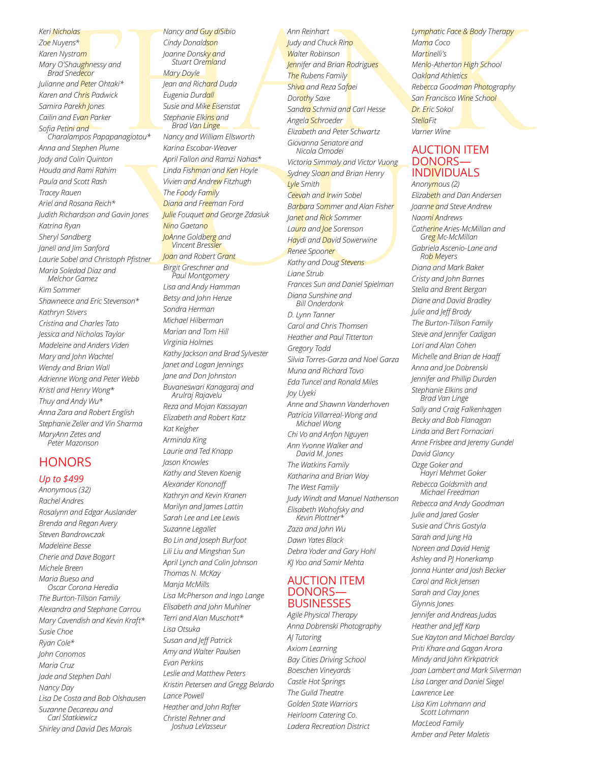*Keri Nicholas*
*Zoe Nuyens**
*Karen Nystrom*
*Mary O'Shaughnessy and Brad Snedecor*
*Julianne and Peter Ohtaki**
*Karen and Chris Padwick*
*Samira Parekh Jones*
*Cailin and Evan Parker*
*Sofia Petini and Charalampos Papapanagiotou**
*Anna and Stephen Plume*
*Jody and Colin Quinton*
*Houda and Rami Rahim*
*Paula and Scott Rash*
*Tracey Rauen*
*Ariel and Rosana Reich**
*Judith Richardson and Gavin Jones*
*Katrina Ryan*
*Sheryl Sandberg*
*Janell and Jim Sanford*
*Laurie Sobel and Christoph Pfistner*
*Maria Soledad Diaz and Melchor Gamez*
*Kim Sommer*
*Shawneece and Eric Stevenson**
*Kathryn Stivers*
*Cristina and Charles Tato*
*Jessica and Nicholas Taylor*
*Madeleine and Anders Viden*
*Mary and John Wachtel*
*Wendy and Brian Wall*
*Adrienne Wong and Peter Webb*
*Kristl and Henry Wong**
*Thuy and Andy Wu**
*Anna Zara and Robert English*
*Stephanie Zeller and Vin Sharma*
*MaryAnn Zetes and Peter Mazonson*

## HONORS

### *Up to $499*

*Anonymous (32)*
*Rachel Andres*
*Rosalynn and Edgar Auslander*
*Brenda and Regan Avery*
*Steven Bandrowczak*
*Madeleine Besse*
*Cherie and Dave Bogart*
*Michele Breen*
*Maria Bueso and Oscar Corona Heredia*
*The Burton-Tillson Family*
*Alexandra and Stephane Carrou*
*Mary Cavendish and Kevin Kraft**
*Susie Choe*
*Ryan Cole**
*John Conomos*
*Maria Cruz*
*Jade and Stephen Dahl*
*Nancy Day*
*Lisa De Costa and Bob Olshausen*
*Suzanne Decareau and Carl Statkiewicz*
*Shirley and David Des Marais*
*Nancy and Guy diSibio*
*Cindy Donaldson*
*Joanne Donsky and Stuart Oremland*
*Mary Doyle*
*Jean and Richard Duda*
*Eugenia Durdall*
*Susie and Mike Eisenstat*
*Stephanie Elkins and Brad Van Linge*
*Nancy and William Ellsworth*
*Karina Escobar-Weaver*
*April Fallon and Ramzi Nahas**
*Linda Fishman and Ken Hoyle*
*Vivien and Andrew Fitzhugh*
*The Foody Family*
*Diana and Freeman Ford*
*Julie Fouquet and George Zdasiuk*
*Nino Gaetano*
*JoAnne Goldberg and Vincent Bressler*
*Joan and Robert Grant*
*Birgit Greschner and Paul Montgomery*
*Lisa and Andy Hamman*
*Betsy and John Henze*
*Sondra Herman*
*Michael Hilberman*
*Marian and Tom Hill*
*Virginia Holmes*
*Kathy Jackson and Brad Sylvester*
*Janet and Logan Jennings*
*Jane and Don Johnston*
*Buvaneswari Kanagaraj and Arulraj Rajavelu*
*Reza and Mojan Kassayan*
*Elizabeth and Robert Katz*
*Kat Keigher*
*Arminda King*
*Laurie and Ted Knapp*
*Jason Knowles*
*Kathy and Steven Koenig*
*Alexander Kononoff*
*Kathryn and Kevin Kranen*
*Marilyn and James Lattin*
*Sarah Lee and Lee Lewis*
*Suzanne Legallet*
*Bo Lin and Joseph Burfoot*
*Lili Liu and Mingshan Sun*
*April Lynch and Colin Johnson*
*Thomas N. McKay*
*Manja McMills*
*Lisa McPherson and Ingo Lange*
*Elisabeth and John Muhlner*
*Terri and Alan Muschott**
*Lisa Otsuka*
*Susan and Jeff Patrick*
*Amy and Walter Paulsen*
*Evan Perkins*
*Leslie and Matthew Peters*
*Kristin Petersen and Gregg Belardo*
*Lance Powell*
*Heather and John Rafter*
*Christel Rehner and Joshua LeVasseur*
*Ann Reinhart*
*Judy and Chuck Rino*
*Walter Robinson*
*Jennifer and Brian Rodrigues*
*The Rubens Family*
*Shiva and Reza Safaei*
*Dorothy Saxe*
*Sandra Schmid and Carl Hesse*
*Angela Schroeder*
*Elizabeth and Peter Schwartz*
*Giovanna Senatore and Nicola Omodei*
*Victoria Simmaly and Victor Vuong*
*Sydney Sloan and Brian Henry*
*Lyle Smith*
*Ceevah and Irwin Sobel*
*Barbara Sommer and Alan Fisher*
*Janet and Rick Sommer*
*Laura and Joe Sorenson*
*Haydi and David Sowerwine*
*Renee Spooner*
*Kathy and Doug Stevens*
*Liane Strub*
*Frances Sun and Daniel Spielman*
*Diana Sunshine and Bill Onderdonk*
*D. Lynn Tanner*
*Carol and Chris Thomsen*
*Heather and Paul Titterton*
*Gregory Todd*
*Silvia Torres-Garza and Noel Garza*
*Muna and Richard Tovo*
*Eda Tuncel and Ronald Miles*
*Joy Uyeki*
*Anne and Shawnn Vanderhoven*
*Patricia Villarreal-Wong and Michael Wong*
*Chi Vo and Anfon Nguyen*
*Ann Yvonne Walker and David M. Jones*
*The Watkins Family*
*Katharina and Brian Way*
*The West Family*
*Judy Windt and Manuel Nathenson*
*Elisabeth Wohofsky and Kevin Plottner**
*Zaza and John Wu*
*Dawn Yates Black*
*Debra Yoder and Gary Hohl*
*KJ Yoo and Samir Mehta*

## AUCTION ITEM DONORS—BUSINESSES

*Agile Physical Therapy*
*Anna Dobrenski Photography*
*AJ Tutoring*
*Axiom Learning*
*Bay Cities Driving School*
*Boeschen Vineyards*
*Castle Hot Springs*
*The Guild Theatre*
*Golden State Warriors*
*Heirloom Catering Co.*
*Ladera Recreation District*
*Lymphatic Face & Body Therapy*
*Mama Coco*
*Martinelli's*
*Menlo-Atherton High School*
*Oakland Athletics*
*Rebecca Goodman Photography*
*San Francisco Wine School*
*Dr. Eric Sokol*
*StellaFit*
*Varner Wine*

## AUCTION ITEM DONORS—INDIVIDUALS

*Anonymous (2)*
*Elizabeth and Dan Andersen*
*Joanne and Steve Andrew*
*Naomi Andrews*
*Catherine Aries-McMillan and Greg Mc-McMillan*
*Gabriela Ascenio-Lane and Rob Meyers*
*Diana and Mark Baker*
*Cristy and John Barnes*
*Stella and Brent Bergan*
*Diane and David Bradley*
*Julie and Jeff Brody*
*The Burton-Tillson Family*
*Steve and Jennifer Cadigan*
*Lori and Alan Cohen*
*Michelle and Brian de Haaff*
*Anna and Joe Dobrenski*
*Jennifer and Phillip Durden*
*Stephanie Elkins and Brad Van Linge*
*Sally and Craig Falkenhagen*
*Becky and Bob Flanagan*
*Linda and Bert Fornaciari*
*Anne Frisbee and Jeremy Gundel*
*David Glancy*
*Ozge Goker and Hayri Mehmet Goker*
*Rebecca Goldsmith and Michael Freedman*
*Rebecca and Andy Goodman*
*Julie and Jared Gosler*
*Susie and Chris Gostyla*
*Sarah and Jung Ha*
*Noreen and David Henig*
*Ashley and PJ Honerkamp*
*Jonna Hunter and Josh Becker*
*Carol and Rick Jensen*
*Sarah and Clay Jones*
*Glynnis Jones*
*Jennifer and Andreas Judas*
*Heather and Jeff Karp*
*Sue Kayton and Michael Barclay*
*Priti Khare and Gagan Arora*
*Mindy and John Kirkpatrick*
*Joan Lambert and Mark Silverman*
*Lisa Langer and Daniel Siegel*
*Lawrence Lee*
*Lisa Kim Lohmann and Scott Lohmann*
*MacLeod Family*
*Amber and Peter Maletis*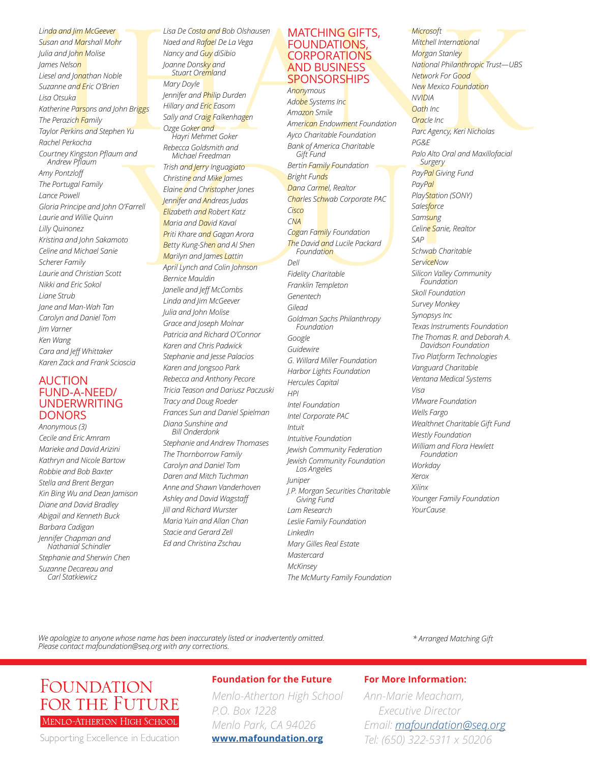*Linda and Jim McGeever*
*Susan and Marshall Mohr*
*Julia and John Molise*
*James Nelson*
*Liesel and Jonathan Noble*
*Suzanne and Eric O'Brien*
*Lisa Otsuka*
*Katherine Parsons and John Briggs*
*The Perazich Family*
*Taylor Perkins and Stephen Yu*
*Rachel Perkocha*
*Courtney Kingston Pflaum and Andrew Pflaum*
*Amy Pontzloff*
*The Portugal Family*
*Lance Powell*
*Gloria Principe and John O'Farrell*
*Laurie and Willie Quinn*
*Lilly Quinonez*
*Kristina and John Sakamoto*
*Celine and Michael Sanie*
*Scherer Family*
*Laurie and Christian Scott*
*Nikki and Eric Sokol*
*Liane Strub*
*Jane and Man-Wah Tan*
*Carolyn and Daniel Tom*
*Jim Varner*
*Ken Wang*
*Cara and Jeff Whittaker*
*Karen Zack and Frank Scioscia*

## AUCTION FUND-A-NEED/ UNDERWRITING DONORS

*Anonymous (3)*
*Cecile and Eric Amram*
*Marieke and David Arizini*
*Kathryn and Nicole Bartow*
*Robbie and Bob Baxter*
*Stella and Brent Bergan*
*Kin Bing Wu and Dean Jamison*
*Diane and David Bradley*
*Abigail and Kenneth Buck*
*Barbara Cadigan*
*Jennifer Chapman and Nathanial Schindler*
*Stephanie and Sherwin Chen*
*Suzanne Decareau and Carl Statkiewicz*
*Lisa De Costa and Bob Olshausen*
*Naed and Rafael De La Vega*
*Nancy and Guy diSibio*
*Joanne Donsky and Stuart Oremland*
*Mary Doyle*
*Jennifer and Philip Durden*
*Hillary and Eric Easom*
*Sally and Craig Falkenhagen*
*Ozge Goker and Hayri Mehmet Goker*
*Rebecca Goldsmith and Michael Freedman*
*Trish and Jerry Inguagiato*
*Christine and Mike James*
*Elaine and Christopher Jones*
*Jennifer and Andreas Judas*
*Elizabeth and Robert Katz*
*Maria and David Kaval*
*Priti Khare and Gagan Arora*
*Betty Kung-Shen and Al Shen*
*Marilyn and James Lattin*
*April Lynch and Colin Johnson*
*Bernice Mauldin*
*Janelle and Jeff McCombs*
*Linda and Jim McGeever*
*Julia and John Molise*
*Grace and Joseph Molnar*
*Patricia and Richard O'Connor*
*Karen and Chris Padwick*
*Stephanie and Jesse Palacios*
*Karen and Jongsoo Park*
*Rebecca and Anthony Pecore*
*Tricia Teason and Dariusz Paczuski*
*Tracy and Doug Roeder*
*Frances Sun and Daniel Spielman*
*Diana Sunshine and Bill Onderdonk*
*Stephanie and Andrew Thomases*
*The Thornborrow Family*
*Carolyn and Daniel Tom*
*Daren and Mitch Tuchman*
*Anne and Shawn Vanderhoven*
*Ashley and David Wagstaff*
*Jill and Richard Wurster*
*Maria Yuin and Allan Chan*
*Stacie and Gerard Zell*
*Ed and Christina Zschau*

## MATCHING GIFTS, FOUNDATIONS, CORPORATIONS AND BUSINESS SPONSORSHIPS

*Anonymous*
*Adobe Systems Inc*
*Amazon Smile*
*American Endowment Foundation*
*Ayco Charitable Foundation*
*Bank of America Charitable Gift Fund*
*Bertin Family Foundation*
*Bright Funds*
*Dana Carmel, Realtor*
*Charles Schwab Corporate PAC*
*Cisco*
*CNA*
*Cogan Family Foundation*
*The David and Lucile Packard Foundation*
*Dell*
*Fidelity Charitable*
*Franklin Templeton*
*Genentech*
*Gilead*
*Goldman Sachs Philanthropy Foundation*
*Google*
*Guidewire*
*G. Willard Miller Foundation*
*Harbor Lights Foundation*
*Hercules Capital*
*HPI*
*Intel Foundation*
*Intel Corporate PAC*
*Intuit*
*Intuitive Foundation*
*Jewish Community Federation*
*Jewish Community Foundation Los Angeles*
*Juniper*
*J.P. Morgan Securities Charitable Giving Fund*
*Lam Research*
*Leslie Family Foundation*
*LinkedIn*
*Mary Gilles Real Estate*
*Mastercard*
*McKinsey*
*The McMurty Family Foundation*
*Microsoft*
*Mitchell International*
*Morgan Stanley*
*National Philanthropic Trust—UBS*
*Network For Good*
*New Mexico Foundation*
*NVIDIA*
*Oath Inc*
*Oracle Inc*
*Parc Agency, Keri Nicholas*
*PG&E*
*Palo Alto Oral and Maxillofacial Surgery*
*PayPal Giving Fund*
*PayPal*
*PlayStation (SONY)*
*Salesforce*
*Samsung*
*Celine Sanie, Realtor*
*SAP*
*Schwab Charitable*
*ServiceNow*
*Silicon Valley Community Foundation*
*Skoll Foundation*
*Survey Monkey*
*Synopsys Inc*
*Texas Instruments Foundation*
*The Thomas R. and Deborah A. Davidson Foundation*
*Tivo Platform Technologies*
*Vanguard Charitable*
*Ventana Medical Systems*
*Visa*
*VMware Foundation*
*Wells Fargo*
*Wealthnet Charitable Gift Fund*
*Westly Foundation*
*William and Flora Hewlett Foundation*
*Workday*
*Xerox*
*Xilinx*
*Younger Family Foundation*
*YourCause*

*We apologize to anyone whose name has been inaccurately listed or inadvertently omitted. Please contact mafoundation@seq.org with any corrections.*

*\* Arranged Matching Gift*

FOUNDATION FOR THE FUTURE
MENLO-ATHERTON HIGH SCHOOL
Supporting Excellence in Education

**Foundation for the Future**
Menlo-Atherton High School
P.O. Box 1228
Menlo Park, CA 94026
**www.mafoundation.org**

**For More Information:**
Ann-Marie Meacham, Executive Director
Email: mafoundation@seq.org
Tel: (650) 322-5311 x 50206